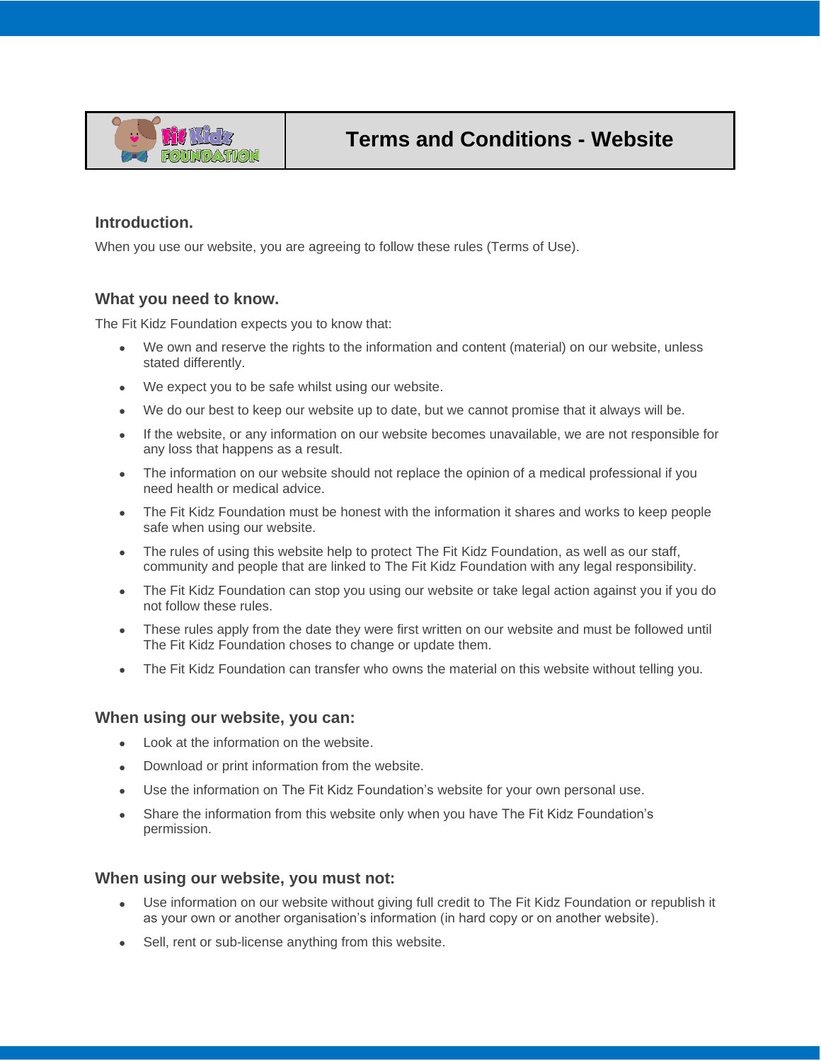# Terms and Conditions - Website

## Introduction.

When you use our website, you are agreeing to follow these rules (Terms of Use).

## What you need to know.

The Fit Kidz Foundation expects you to know that:

- We own and reserve the rights to the information and content (material) on our website, unless stated differently.
- We expect you to be safe whilst using our website.
- We do our best to keep our website up to date, but we cannot promise that it always will be.
- If the website, or any information on our website becomes unavailable, we are not responsible for any loss that happens as a result.
- The information on our website should not replace the opinion of a medical professional if you need health or medical advice.
- The Fit Kidz Foundation must be honest with the information it shares and works to keep people safe when using our website.
- The rules of using this website help to protect The Fit Kidz Foundation, as well as our staff, community and people that are linked to The Fit Kidz Foundation with any legal responsibility.
- The Fit Kidz Foundation can stop you using our website or take legal action against you if you do not follow these rules.
- These rules apply from the date they were first written on our website and must be followed until The Fit Kidz Foundation choses to change or update them.
- The Fit Kidz Foundation can transfer who owns the material on this website without telling you.

## When using our website, you can:

- Look at the information on the website.
- Download or print information from the website.
- Use the information on The Fit Kidz Foundation's website for your own personal use.
- Share the information from this website only when you have The Fit Kidz Foundation's permission.

## When using our website, you must not:

- Use information on our website without giving full credit to The Fit Kidz Foundation or republish it as your own or another organisation's information (in hard copy or on another website).
- Sell, rent or sub-license anything from this website.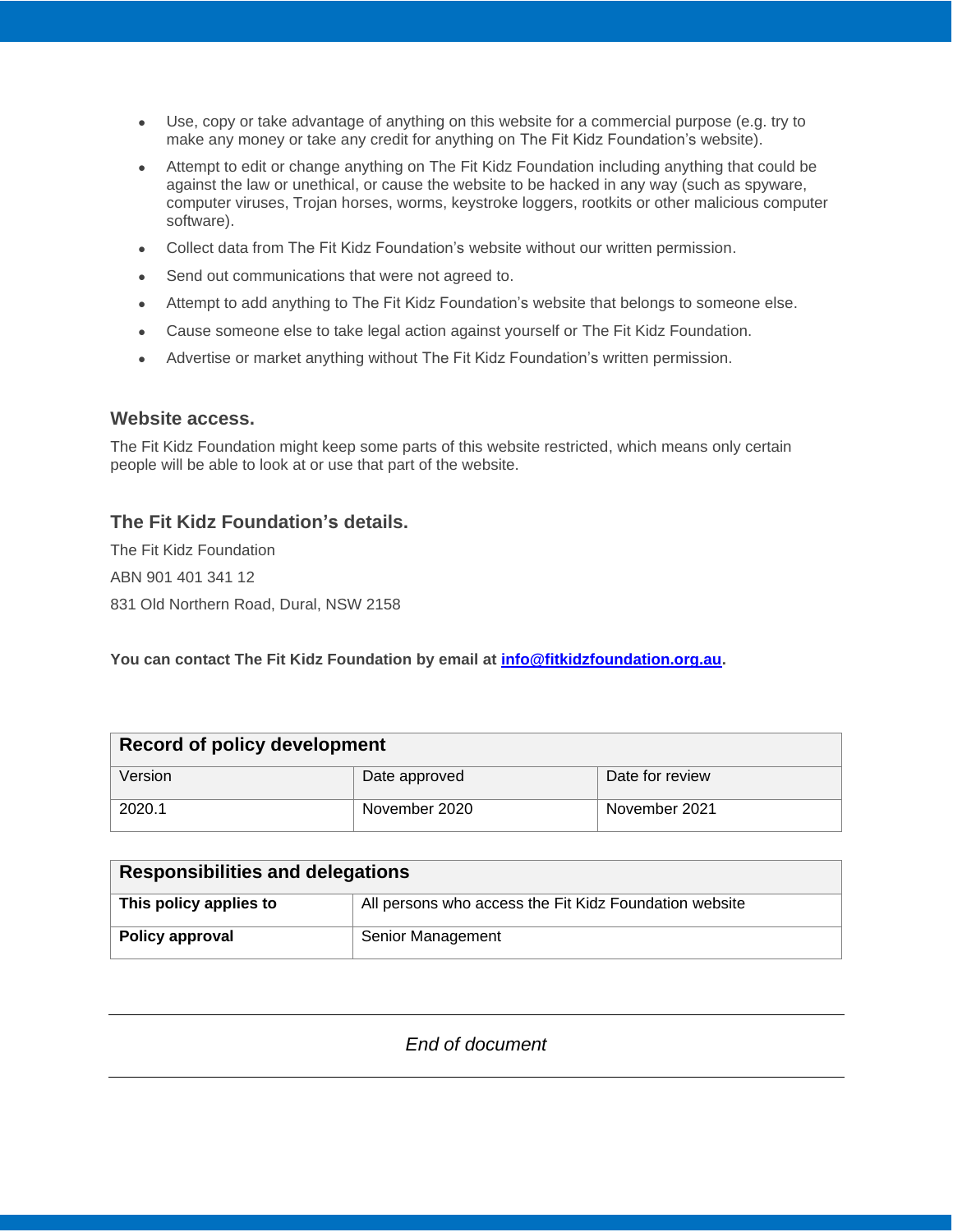- Use, copy or take advantage of anything on this website for a commercial purpose (e.g. try to make any money or take any credit for anything on The Fit Kidz Foundation's website).
- Attempt to edit or change anything on The Fit Kidz Foundation including anything that could be against the law or unethical, or cause the website to be hacked in any way (such as spyware, computer viruses, Trojan horses, worms, keystroke loggers, rootkits or other malicious computer software).
- Collect data from The Fit Kidz Foundation's website without our written permission.
- Send out communications that were not agreed to.
- Attempt to add anything to The Fit Kidz Foundation's website that belongs to someone else.
- Cause someone else to take legal action against yourself or The Fit Kidz Foundation.
- Advertise or market anything without The Fit Kidz Foundation's written permission.

### Website access.

The Fit Kidz Foundation might keep some parts of this website restricted, which means only certain people will be able to look at or use that part of the website.

### The Fit Kidz Foundation's details.

The Fit Kidz Foundation

ABN 901 401 341 12

831 Old Northern Road, Dural, NSW 2158

**You can contact The Fit Kidz Foundation by email at info@fitkidzfoundation.org.au.**

| **Record of policy development** | | |
|---|---|---|
| Version | Date approved | Date for review |
| 2020.1 | November 2020 | November 2021 |

| **Responsibilities and delegations** | |
|---|---|
| **This policy applies to** | All persons who access the Fit Kidz Foundation website |
| **Policy approval** | Senior Management |

*End of document*